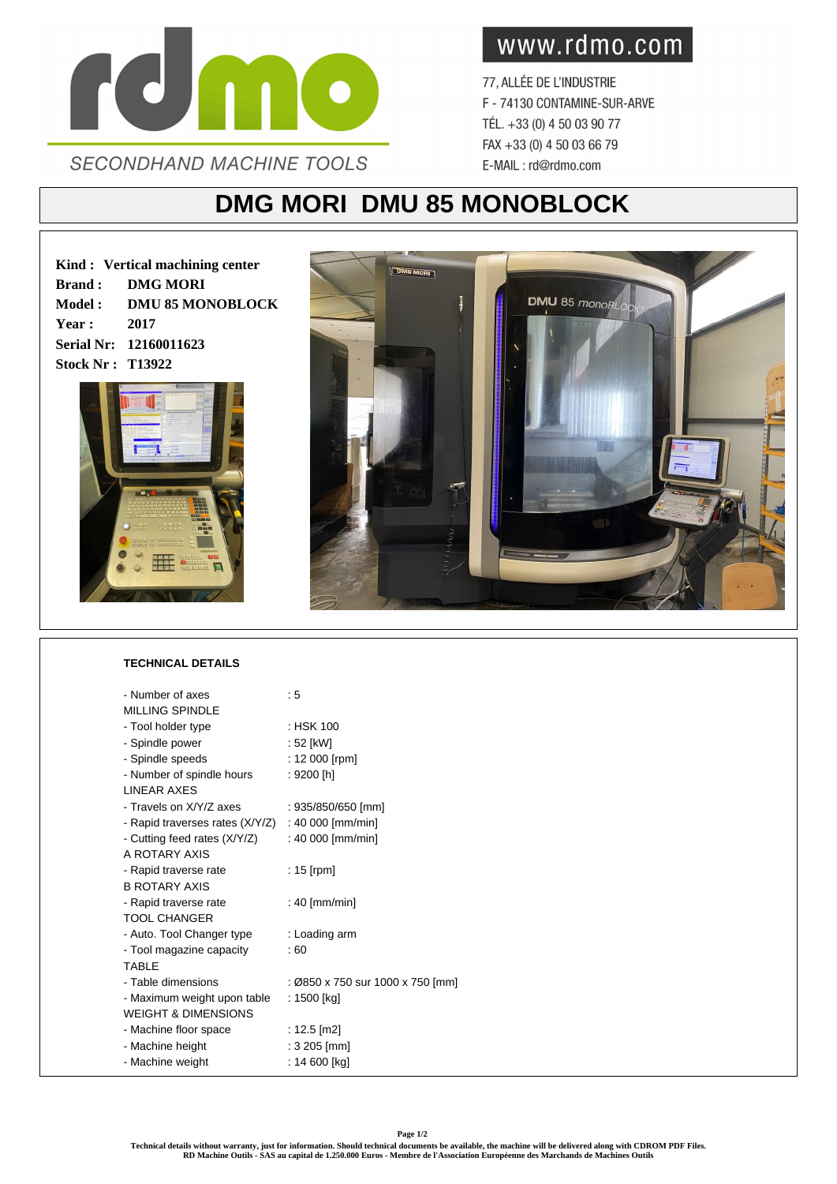SECONDHAND MACHINE TOOLS

www.rdmo.com

77, ALLÉE DE L'INDUSTRIE
F - 74130 CONTAMINE-SUR-ARVE
TÉL. +33 (0) 4 50 03 90 77
FAX +33 (0) 4 50 03 66 79
E-MAIL : rd@rdmo.com

# DMG MORI DMU 85 MONOBLOCK

**Kind : Vertical machining center**
**Brand : DMG MORI**
**Model : DMU 85 MONOBLOCK**
**Year : 2017**
**Serial Nr: 12160011623**
**Stock Nr : T13922**

## TECHNICAL DETAILS

| | |
|---|---|
| - Number of axes | : 5 |
| MILLING SPINDLE | |
| - Tool holder type | : HSK 100 |
| - Spindle power | : 52 [kW] |
| - Spindle speeds | : 12 000 [rpm] |
| - Number of spindle hours | : 9200 [h] |
| LINEAR AXES | |
| - Travels on X/Y/Z axes | : 935/850/650 [mm] |
| - Rapid traverses rates (X/Y/Z) | : 40 000 [mm/min] |
| - Cutting feed rates (X/Y/Z) | : 40 000 [mm/min] |
| A ROTARY AXIS | |
| - Rapid traverse rate | : 15 [rpm] |
| B ROTARY AXIS | |
| - Rapid traverse rate | : 40 [mm/min] |
| TOOL CHANGER | |
| - Auto. Tool Changer type | : Loading arm |
| - Tool magazine capacity | : 60 |
| TABLE | |
| - Table dimensions | : Ø850 x 750 sur 1000 x 750 [mm] |
| - Maximum weight upon table | : 1500 [kg] |
| WEIGHT & DIMENSIONS | |
| - Machine floor space | : 12.5 [m2] |
| - Machine height | : 3 205 [mm] |
| - Machine weight | : 14 600 [kg] |

**Technical details without warranty, just for information. Should technical documents be available, the machine will be delivered along with CDROM PDF Files.**
**RD Machine Outils - SAS au capital de 1.250.000 Euros - Membre de l'Association Européenne des Marchands de Machines Outils**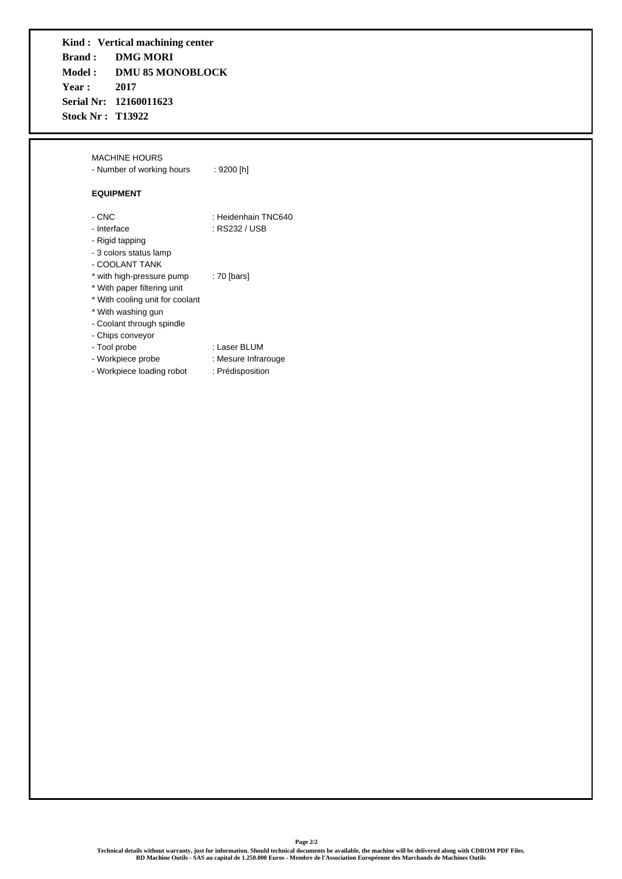**Kind : Vertical machining center**
**Brand : DMG MORI**
**Model : DMU 85 MONOBLOCK**
**Year : 2017**
**Serial Nr: 12160011623**
**Stock Nr : T13922**

MACHINE HOURS

- Number of working hours : 9200 [h]

**EQUIPMENT**

- CNC : Heidenhain TNC640
- Interface : RS232 / USB
- Rigid tapping
- 3 colors status lamp
- COOLANT TANK
* with high-pressure pump : 70 [bars]
* With paper filtering unit
* With cooling unit for coolant
* With washing gun
- Coolant through spindle
- Chips conveyor
- Tool probe : Laser BLUM
- Workpiece probe : Mesure Infrarouge
- Workpiece loading robot : Prédisposition

Technical details without warranty, just for information. Should technical documents be available, the machine will be delivered along with CDROM PDF Files.
RD Machine Outils - SAS au capital de 1.250.000 Euros - Membre de l'Association Européenne des Marchands de Machines Outils